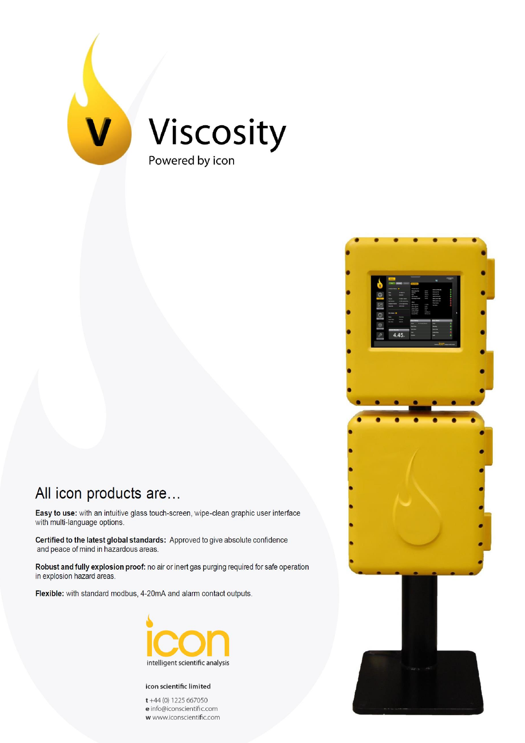# Viscosity

Powered by icon

## All icon products are...

**Easy to use:** with an intuitive glass touch-screen, wipe-clean graphic user interface with multi-language options.

**Certified to the latest global standards:** Approved to give absolute confidence and peace of mind in hazardous areas.

**Robust and fully explosion proof:** no air or inert gas purging required for safe operation in explosion hazard areas.

**Flexible:** with standard modbus, 4-20mA and alarm contact outputs.

icon

intelligent scientific analysis

icon scientific limited

**t** +44 (0) 1225 667050
**e** info@iconscientific.com
**w** www.iconscientific.com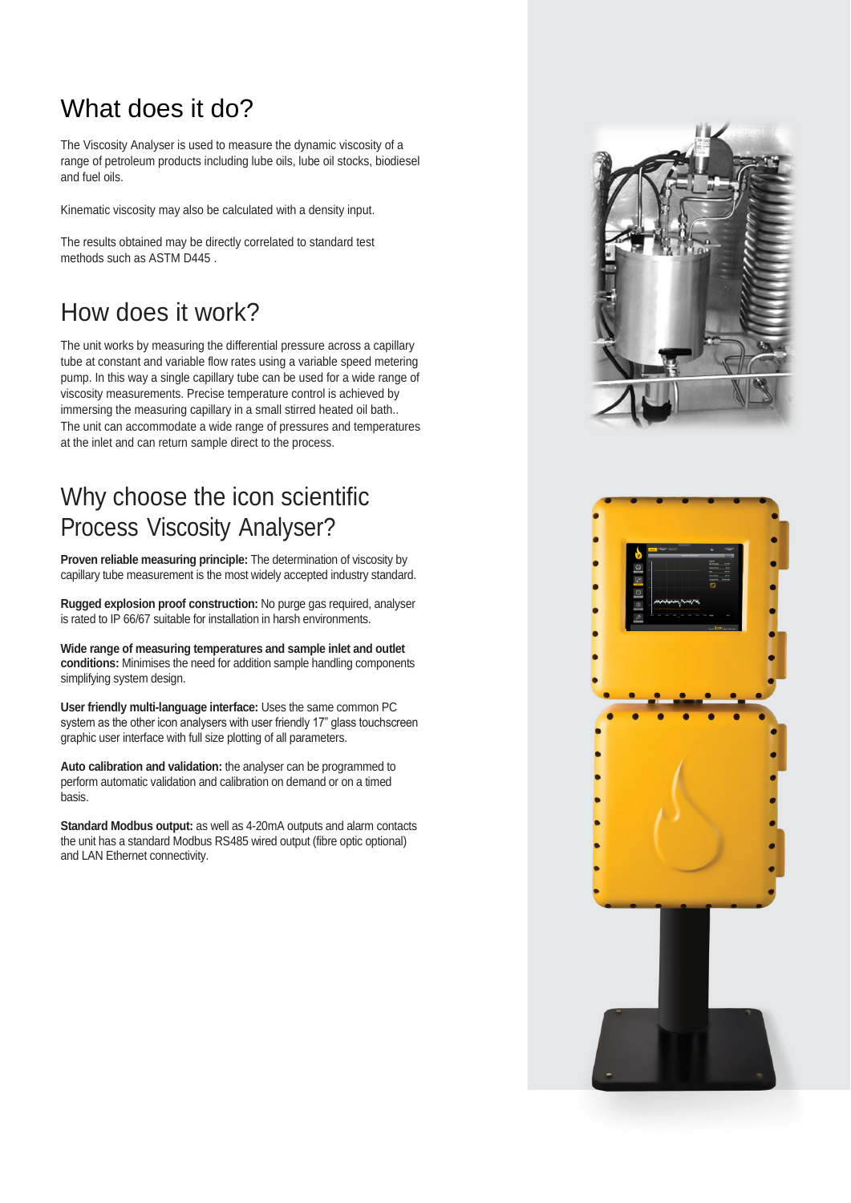## What does it do?

The Viscosity Analyser is used to measure the dynamic viscosity of a range of petroleum products including lube oils, lube oil stocks, biodiesel and fuel oils.

Kinematic viscosity may also be calculated with a density input.

The results obtained may be directly correlated to standard test methods such as ASTM D445 .

## How does it work?

The unit works by measuring the differential pressure across a capillary tube at constant and variable flow rates using a variable speed metering pump. In this way a single capillary tube can be used for a wide range of viscosity measurements. Precise temperature control is achieved by immersing the measuring capillary in a small stirred heated oil bath.. The unit can accommodate a wide range of pressures and temperatures at the inlet and can return sample direct to the process.

## Why choose the icon scientific Process Viscosity Analyser?

**Proven reliable measuring principle:** The determination of viscosity by capillary tube measurement is the most widely accepted industry standard.

**Rugged explosion proof construction:** No purge gas required, analyser is rated to IP 66/67 suitable for installation in harsh environments.

**Wide range of measuring temperatures and sample inlet and outlet conditions:** Minimises the need for addition sample handling components simplifying system design.

**User friendly multi-language interface:** Uses the same common PC system as the other icon analysers with user friendly 17" glass touchscreen graphic user interface with full size plotting of all parameters.

**Auto calibration and validation:** the analyser can be programmed to perform automatic validation and calibration on demand or on a timed basis.

**Standard Modbus output:** as well as 4-20mA outputs and alarm contacts the unit has a standard Modbus RS485 wired output (fibre optic optional) and LAN Ethernet connectivity.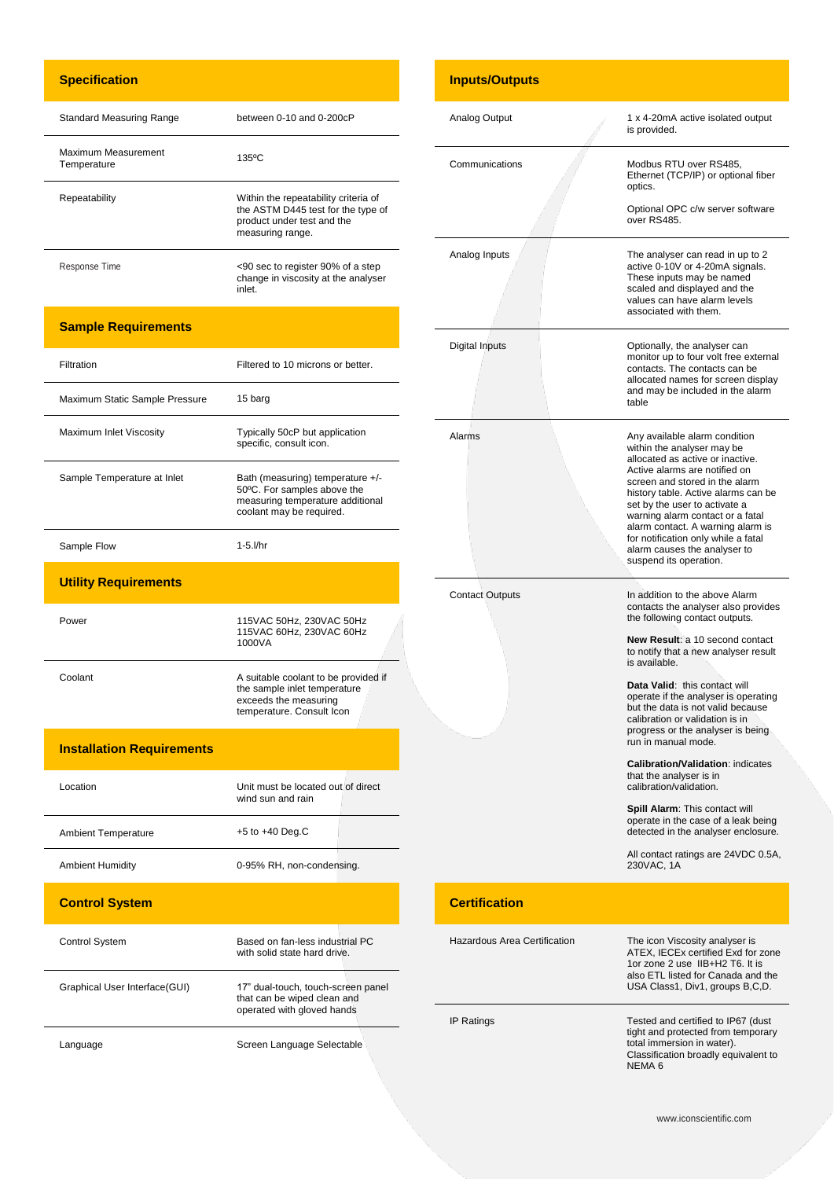## Specification

| | |
|---|---|
| Standard Measuring Range | between 0-10 and 0-200cP |
| Maximum Measurement Temperature | 135ºC |
| Repeatability | Within the repeatability criteria of the ASTM D445 test for the type of product under test and the measuring range. |
| Response Time | <90 sec to register 90% of a step change in viscosity at the analyser inlet. |

## Sample Requirements

| | |
|---|---|
| Filtration | Filtered to 10 microns or better. |
| Maximum Static Sample Pressure | 15 barg |
| Maximum Inlet Viscosity | Typically 50cP but application specific, consult icon. |
| Sample Temperature at Inlet | Bath (measuring) temperature +/- 50ºC. For samples above the measuring temperature additional coolant may be required. |
| Sample Flow | 1-5.l/hr |

## Utility Requirements

| | |
|---|---|
| Power | 115VAC 50Hz, 230VAC 50Hz 115VAC 60Hz, 230VAC 60Hz 1000VA |
| Coolant | A suitable coolant to be provided if the sample inlet temperature exceeds the measuring temperature. Consult Icon |

## Installation Requirements

| | |
|---|---|
| Location | Unit must be located out of direct wind sun and rain |
| Ambient Temperature | +5 to +40 Deg.C |
| Ambient Humidity | 0-95% RH, non-condensing. |

## Control System

| | |
|---|---|
| Control System | Based on fan-less industrial PC with solid state hard drive. |
| Graphical User Interface(GUI) | 17" dual-touch, touch-screen panel that can be wiped clean and operated with gloved hands |
| Language | Screen Language Selectable |

## Inputs/Outputs

| | |
|---|---|
| Analog Output | 1 x 4-20mA active isolated output is provided. |
| Communications | Modbus RTU over RS485, Ethernet (TCP/IP) or optional fiber optics.<br><br>Optional OPC c/w server software over RS485. |
| Analog Inputs | The analyser can read in up to 2 active 0-10V or 4-20mA signals. These inputs may be named scaled and displayed and the values can have alarm levels associated with them. |
| Digital Inputs | Optionally, the analyser can monitor up to four volt free external contacts. The contacts can be allocated names for screen display and may be included in the alarm table |
| Alarms | Any available alarm condition within the analyser may be allocated as active or inactive. Active alarms are notified on screen and stored in the alarm history table. Active alarms can be set by the user to activate a warning alarm contact or a fatal alarm contact. A warning alarm is for notification only while a fatal alarm causes the analyser to suspend its operation. |
| Contact Outputs | In addition to the above Alarm contacts the analyser also provides the following contact outputs.<br><br>**New Result**: a 10 second contact to notify that a new analyser result is available.<br><br>**Data Valid**: this contact will operate if the analyser is operating but the data is not valid because calibration or validation is in progress or the analyser is being run in manual mode.<br><br>**Calibration/Validation**: indicates that the analyser is in calibration/validation.<br><br>**Spill Alarm**: This contact will operate in the case of a leak being detected in the analyser enclosure.<br><br>All contact ratings are 24VDC 0.5A, 230VAC, 1A |

## Certification

| | |
|---|---|
| Hazardous Area Certification | The icon Viscosity analyser is ATEX, IECEx certified Exd for zone 1or zone 2 use IIB+H2 T6. It is also ETL listed for Canada and the USA Class1, Div1, groups B,C,D. |
| IP Ratings | Tested and certified to IP67 (dust tight and protected from temporary total immersion in water). Classification broadly equivalent to NEMA 6 |

www.iconscientific.com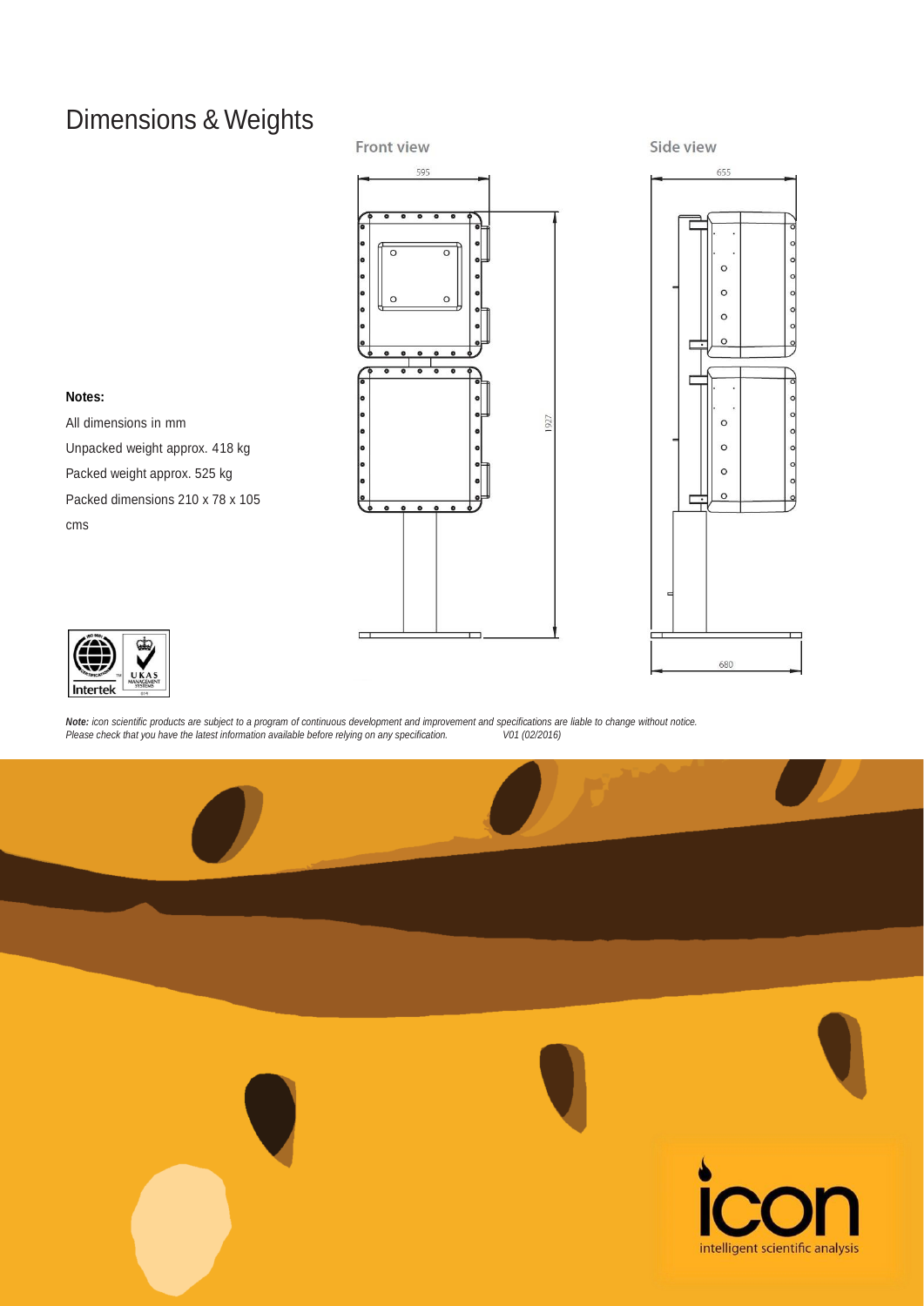# Dimensions & Weights

Front view

595

1927

Side view

655

680

**Notes:**

All dimensions in mm

Unpacked weight approx. 418 kg

Packed weight approx. 525 kg

Packed dimensions 210 x 78 x 105 cms

Intertek

UKAS MANAGEMENT SYSTEMS

***Note:*** *icon scientific products are subject to a program of continuous development and improvement and specifications are liable to change without notice. Please check that you have the latest information available before relying on any specification.* *V01 (02/2016)*

icon

intelligent scientific analysis